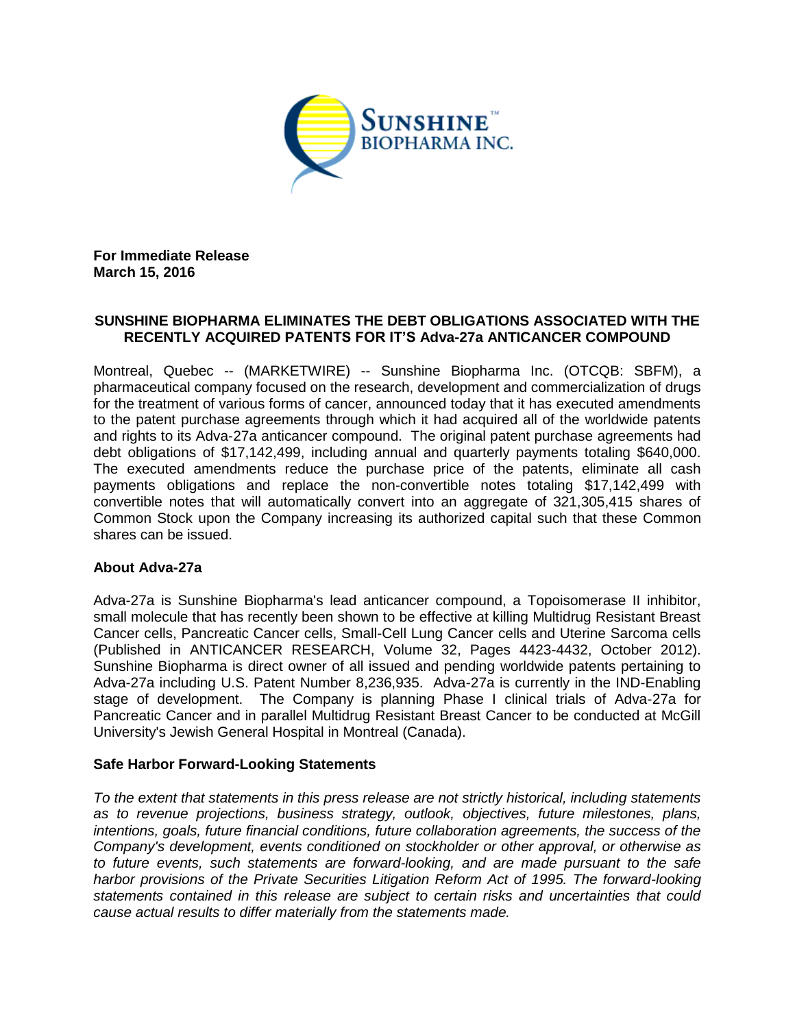**For Immediate Release**
**March 15, 2016**

## SUNSHINE BIOPHARMA ELIMINATES THE DEBT OBLIGATIONS ASSOCIATED WITH THE RECENTLY ACQUIRED PATENTS FOR IT'S Adva-27a ANTICANCER COMPOUND

Montreal, Quebec -- (MARKETWIRE) -- Sunshine Biopharma Inc. (OTCQB: SBFM), a pharmaceutical company focused on the research, development and commercialization of drugs for the treatment of various forms of cancer, announced today that it has executed amendments to the patent purchase agreements through which it had acquired all of the worldwide patents and rights to its Adva-27a anticancer compound. The original patent purchase agreements had debt obligations of $17,142,499, including annual and quarterly payments totaling $640,000. The executed amendments reduce the purchase price of the patents, eliminate all cash payments obligations and replace the non-convertible notes totaling $17,142,499 with convertible notes that will automatically convert into an aggregate of 321,305,415 shares of Common Stock upon the Company increasing its authorized capital such that these Common shares can be issued.

### About Adva-27a

Adva-27a is Sunshine Biopharma's lead anticancer compound, a Topoisomerase II inhibitor, small molecule that has recently been shown to be effective at killing Multidrug Resistant Breast Cancer cells, Pancreatic Cancer cells, Small-Cell Lung Cancer cells and Uterine Sarcoma cells (Published in ANTICANCER RESEARCH, Volume 32, Pages 4423-4432, October 2012). Sunshine Biopharma is direct owner of all issued and pending worldwide patents pertaining to Adva-27a including U.S. Patent Number 8,236,935. Adva-27a is currently in the IND-Enabling stage of development. The Company is planning Phase I clinical trials of Adva-27a for Pancreatic Cancer and in parallel Multidrug Resistant Breast Cancer to be conducted at McGill University's Jewish General Hospital in Montreal (Canada).

### Safe Harbor Forward-Looking Statements

*To the extent that statements in this press release are not strictly historical, including statements as to revenue projections, business strategy, outlook, objectives, future milestones, plans, intentions, goals, future financial conditions, future collaboration agreements, the success of the Company's development, events conditioned on stockholder or other approval, or otherwise as to future events, such statements are forward-looking, and are made pursuant to the safe harbor provisions of the Private Securities Litigation Reform Act of 1995. The forward-looking statements contained in this release are subject to certain risks and uncertainties that could cause actual results to differ materially from the statements made.*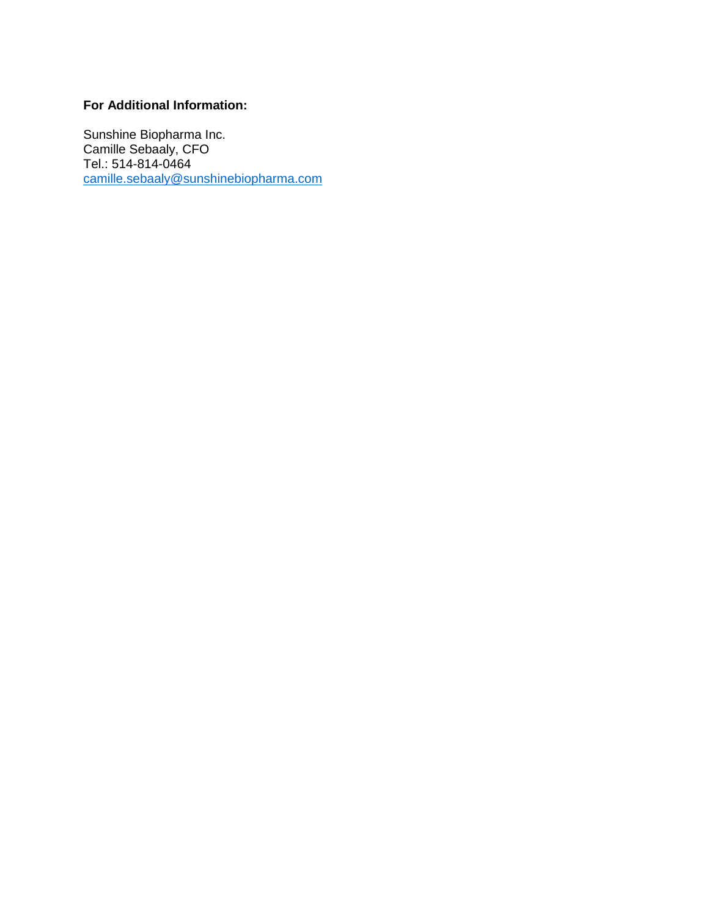**For Additional Information:**

Sunshine Biopharma Inc.
Camille Sebaaly, CFO
Tel.: 514-814-0464
camille.sebaaly@sunshinebiopharma.com